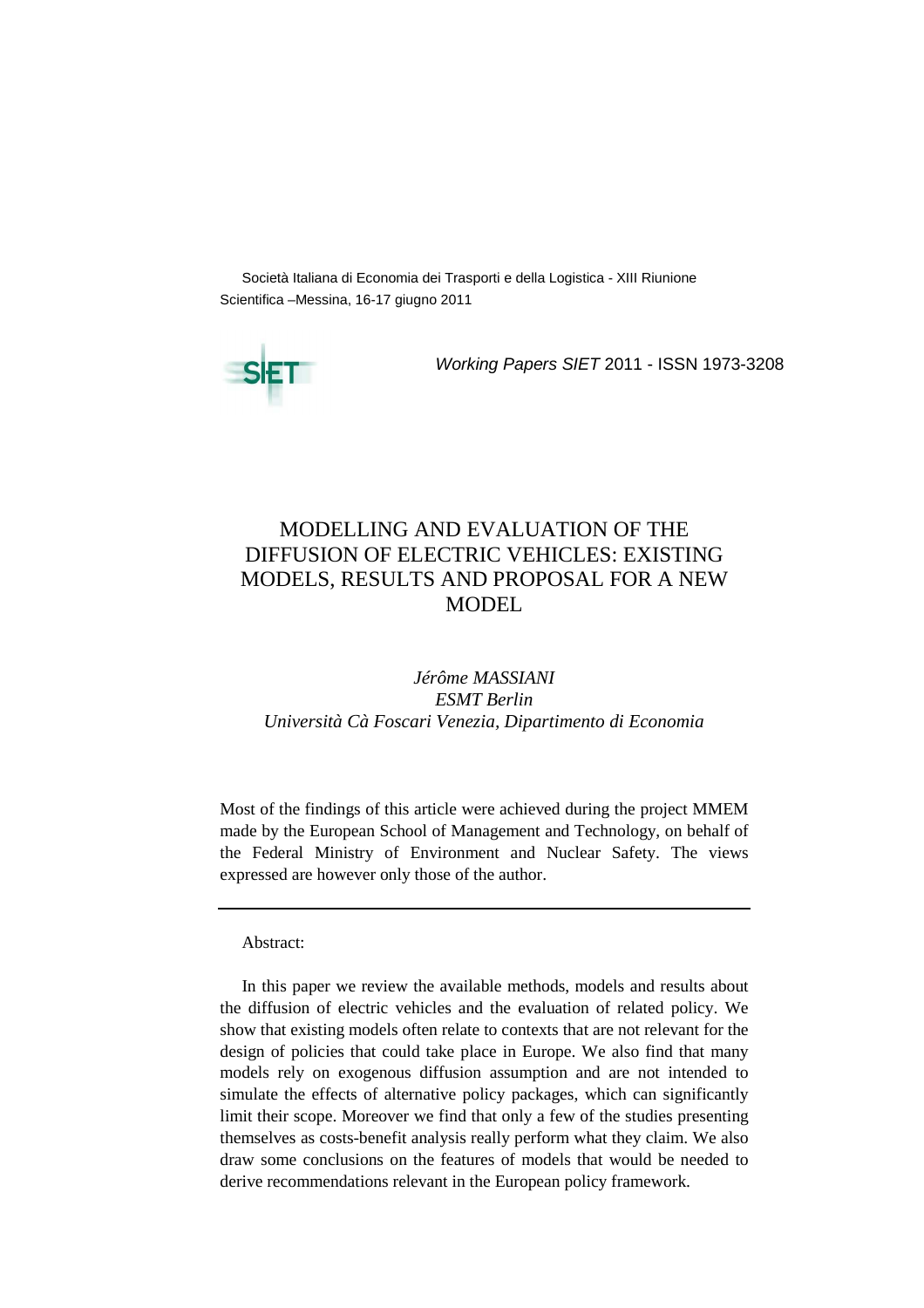Società Italiana di Economia dei Trasporti e della Logistica - XIII Riunione Scientifica –Messina, 16-17 giugno 2011

*Working Papers SIET* 2011 - ISSN 1973-3208

# MODELLING AND EVALUATION OF THE DIFFUSION OF ELECTRIC VEHICLES: EXISTING MODELS, RESULTS AND PROPOSAL FOR A NEW MODEL

*Jérôme MASSIANI*
*ESMT Berlin*
*Università Cà Foscari Venezia, Dipartimento di Economia*

Most of the findings of this article were achieved during the project MMEM made by the European School of Management and Technology, on behalf of the Federal Ministry of Environment and Nuclear Safety. The views expressed are however only those of the author.

---

Abstract:

In this paper we review the available methods, models and results about the diffusion of electric vehicles and the evaluation of related policy. We show that existing models often relate to contexts that are not relevant for the design of policies that could take place in Europe. We also find that many models rely on exogenous diffusion assumption and are not intended to simulate the effects of alternative policy packages, which can significantly limit their scope. Moreover we find that only a few of the studies presenting themselves as costs-benefit analysis really perform what they claim. We also draw some conclusions on the features of models that would be needed to derive recommendations relevant in the European policy framework.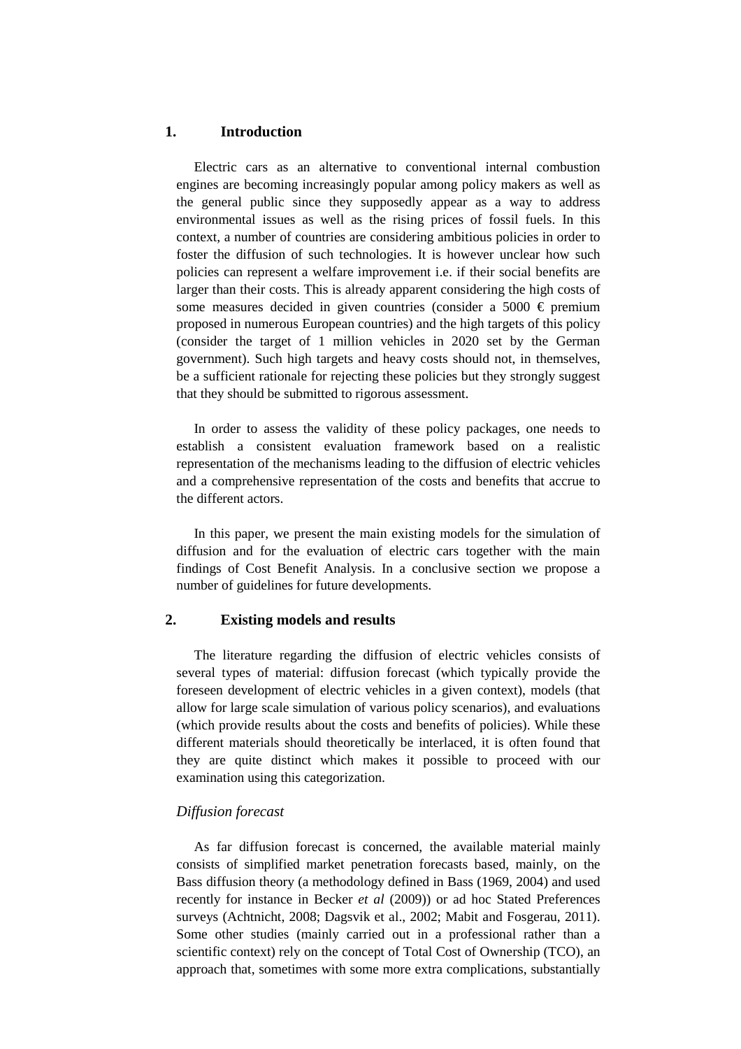## 1. Introduction

Electric cars as an alternative to conventional internal combustion engines are becoming increasingly popular among policy makers as well as the general public since they supposedly appear as a way to address environmental issues as well as the rising prices of fossil fuels. In this context, a number of countries are considering ambitious policies in order to foster the diffusion of such technologies. It is however unclear how such policies can represent a welfare improvement i.e. if their social benefits are larger than their costs. This is already apparent considering the high costs of some measures decided in given countries (consider a 5000 € premium proposed in numerous European countries) and the high targets of this policy (consider the target of 1 million vehicles in 2020 set by the German government). Such high targets and heavy costs should not, in themselves, be a sufficient rationale for rejecting these policies but they strongly suggest that they should be submitted to rigorous assessment.

In order to assess the validity of these policy packages, one needs to establish a consistent evaluation framework based on a realistic representation of the mechanisms leading to the diffusion of electric vehicles and a comprehensive representation of the costs and benefits that accrue to the different actors.

In this paper, we present the main existing models for the simulation of diffusion and for the evaluation of electric cars together with the main findings of Cost Benefit Analysis. In a conclusive section we propose a number of guidelines for future developments.

## 2. Existing models and results

The literature regarding the diffusion of electric vehicles consists of several types of material: diffusion forecast (which typically provide the foreseen development of electric vehicles in a given context), models (that allow for large scale simulation of various policy scenarios), and evaluations (which provide results about the costs and benefits of policies). While these different materials should theoretically be interlaced, it is often found that they are quite distinct which makes it possible to proceed with our examination using this categorization.

### *Diffusion forecast*

As far diffusion forecast is concerned, the available material mainly consists of simplified market penetration forecasts based, mainly, on the Bass diffusion theory (a methodology defined in Bass (1969, 2004) and used recently for instance in Becker *et al* (2009)) or ad hoc Stated Preferences surveys (Achtnicht, 2008; Dagsvik et al., 2002; Mabit and Fosgerau, 2011). Some other studies (mainly carried out in a professional rather than a scientific context) rely on the concept of Total Cost of Ownership (TCO), an approach that, sometimes with some more extra complications, substantially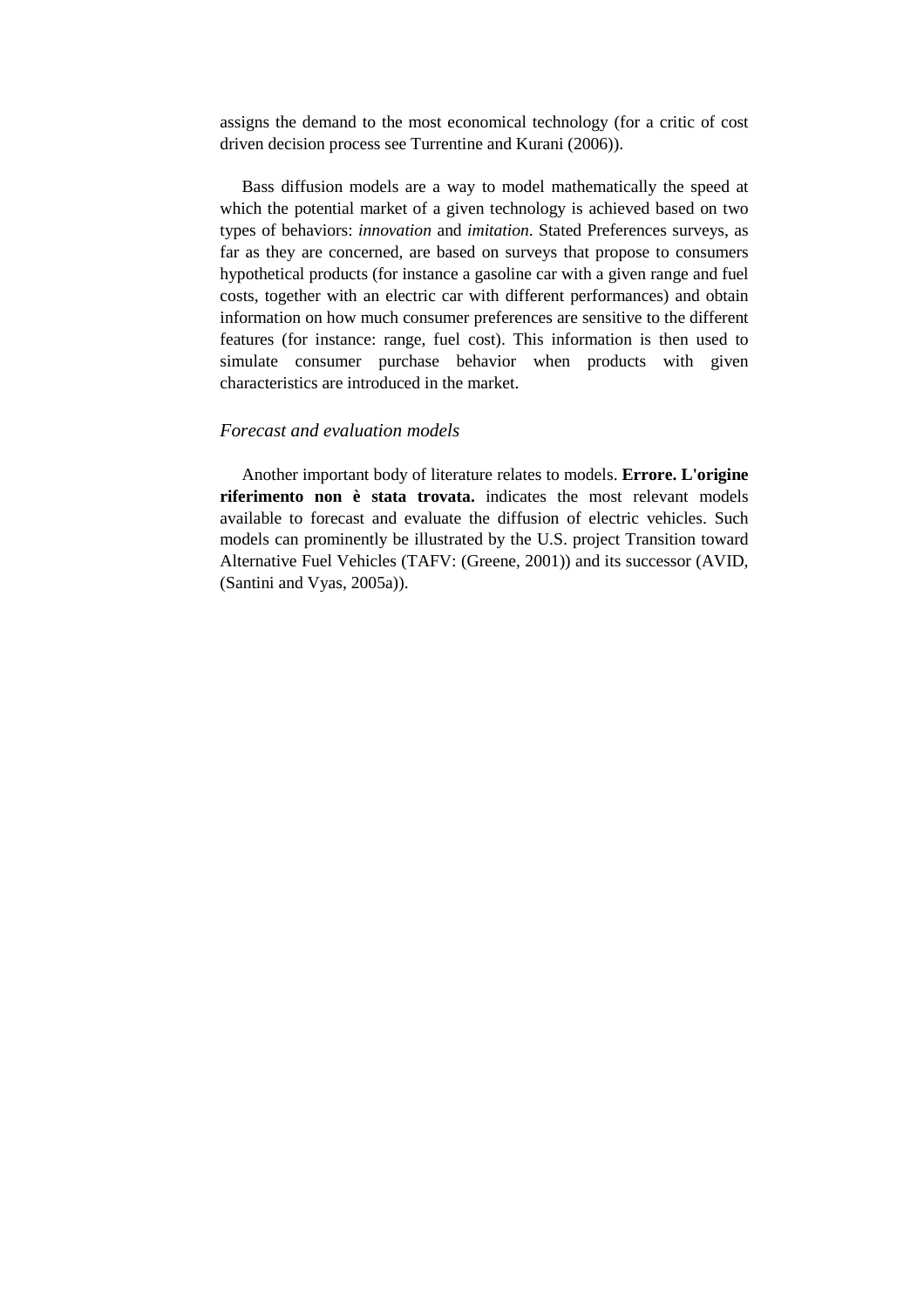assigns the demand to the most economical technology (for a critic of cost driven decision process see Turrentine and Kurani (2006)).

Bass diffusion models are a way to model mathematically the speed at which the potential market of a given technology is achieved based on two types of behaviors: *innovation* and *imitation*. Stated Preferences surveys, as far as they are concerned, are based on surveys that propose to consumers hypothetical products (for instance a gasoline car with a given range and fuel costs, together with an electric car with different performances) and obtain information on how much consumer preferences are sensitive to the different features (for instance: range, fuel cost). This information is then used to simulate consumer purchase behavior when products with given characteristics are introduced in the market.

### *Forecast and evaluation models*

Another important body of literature relates to models. **Errore. L'origine riferimento non è stata trovata.** indicates the most relevant models available to forecast and evaluate the diffusion of electric vehicles. Such models can prominently be illustrated by the U.S. project Transition toward Alternative Fuel Vehicles (TAFV: (Greene, 2001)) and its successor (AVID, (Santini and Vyas, 2005a)).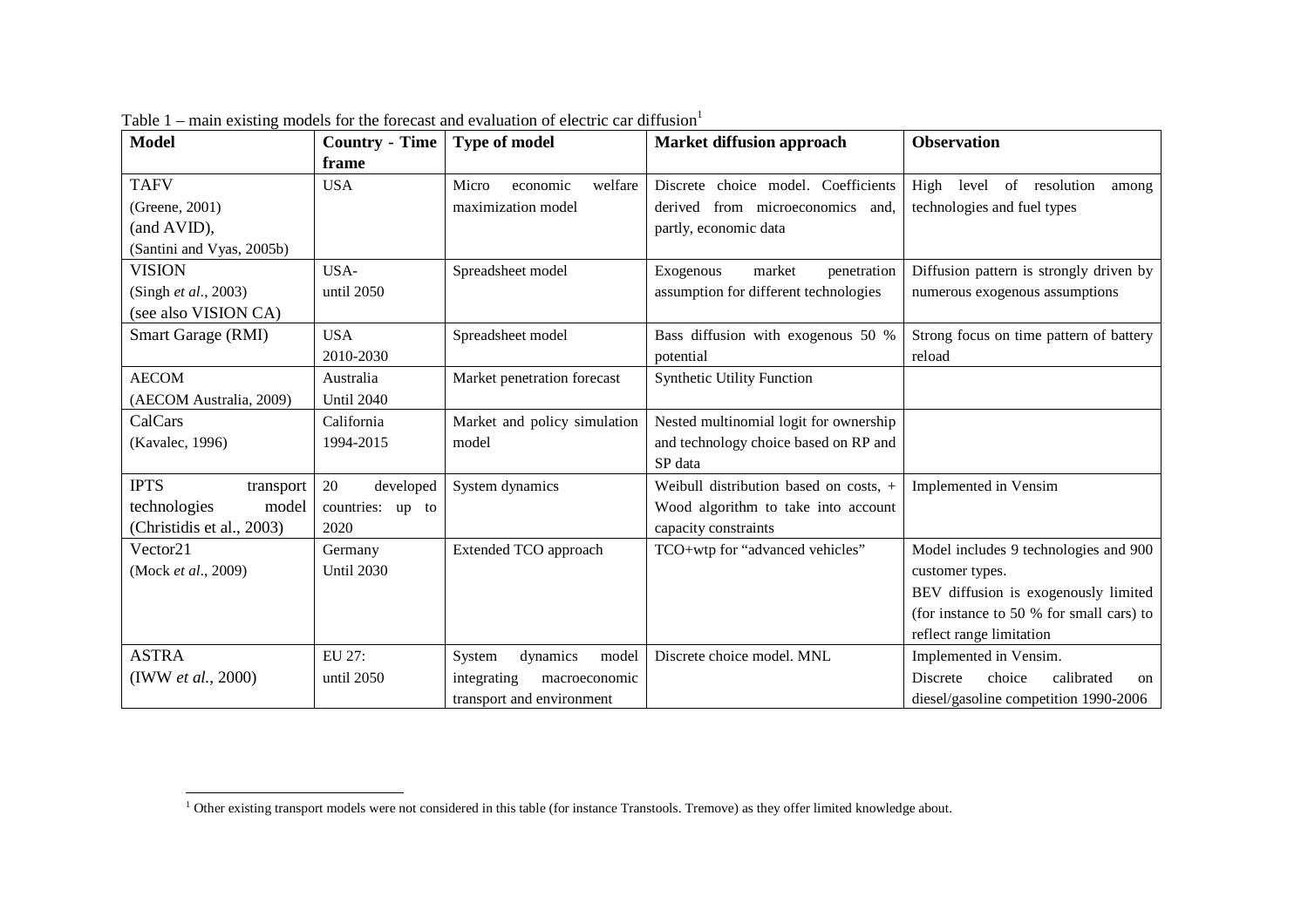Table 1 – main existing models for the forecast and evaluation of electric car diffusion[1]

| Model | Country - Time frame | Type of model | Market diffusion approach | Observation |
|---|---|---|---|---|
| TAFV (Greene, 2001) (and AVID), (Santini and Vyas, 2005b) | USA | Micro economic welfare maximization model | Discrete choice model. Coefficients derived from microeconomics and, partly, economic data | High level of resolution among technologies and fuel types |
| VISION (Singh *et al.*, 2003) (see also VISION CA) | USA- until 2050 | Spreadsheet model | Exogenous market penetration assumption for different technologies | Diffusion pattern is strongly driven by numerous exogenous assumptions |
| Smart Garage (RMI) | USA 2010-2030 | Spreadsheet model | Bass diffusion with exogenous 50 % potential | Strong focus on time pattern of battery reload |
| AECOM (AECOM Australia, 2009) | Australia Until 2040 | Market penetration forecast | Synthetic Utility Function | |
| CalCars (Kavalec, 1996) | California 1994-2015 | Market and policy simulation model | Nested multinomial logit for ownership and technology choice based on RP and SP data | |
| IPTS transport technologies model (Christidis et al., 2003) | 20 developed countries: up to 2020 | System dynamics | Weibull distribution based on costs, + Wood algorithm to take into account capacity constraints | Implemented in Vensim |
| Vector21 (Mock *et al.*, 2009) | Germany Until 2030 | Extended TCO approach | TCO+wtp for "advanced vehicles" | Model includes 9 technologies and 900 customer types. BEV diffusion is exogenously limited (for instance to 50 % for small cars) to reflect range limitation |
| ASTRA (IWW *et al.*, 2000) | EU 27: until 2050 | System dynamics model integrating macroeconomic transport and environment | Discrete choice model. MNL | Implemented in Vensim. Discrete choice calibrated on diesel/gasoline competition 1990-2006 |

[1] Other existing transport models were not considered in this table (for instance Transtools. Tremove) as they offer limited knowledge about.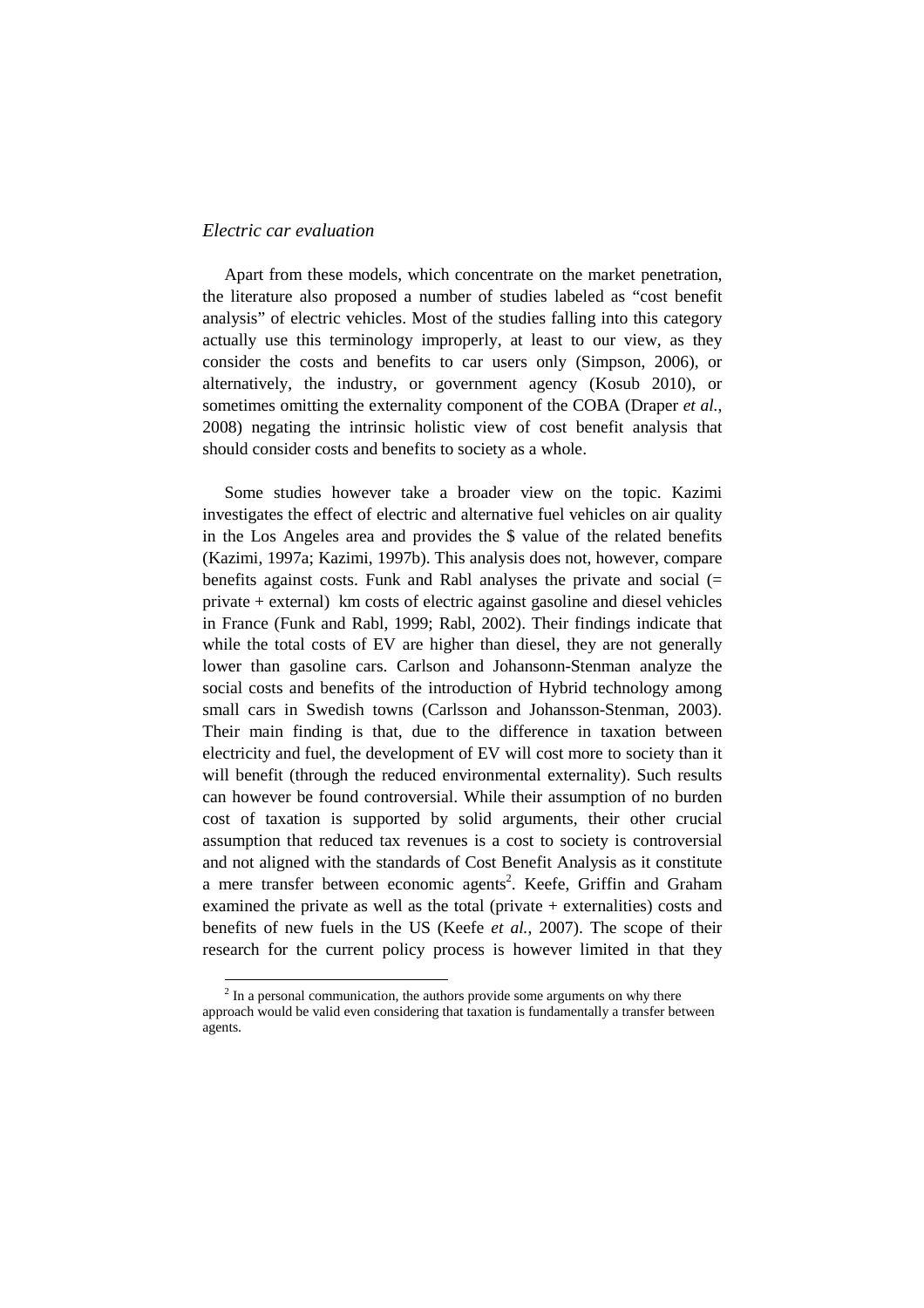*Electric car evaluation*

Apart from these models, which concentrate on the market penetration, the literature also proposed a number of studies labeled as "cost benefit analysis" of electric vehicles. Most of the studies falling into this category actually use this terminology improperly, at least to our view, as they consider the costs and benefits to car users only (Simpson, 2006), or alternatively, the industry, or government agency (Kosub 2010), or sometimes omitting the externality component of the COBA (Draper *et al.*, 2008) negating the intrinsic holistic view of cost benefit analysis that should consider costs and benefits to society as a whole.

Some studies however take a broader view on the topic. Kazimi investigates the effect of electric and alternative fuel vehicles on air quality in the Los Angeles area and provides the $ value of the related benefits (Kazimi, 1997a; Kazimi, 1997b). This analysis does not, however, compare benefits against costs. Funk and Rabl analyses the private and social (= private + external) km costs of electric against gasoline and diesel vehicles in France (Funk and Rabl, 1999; Rabl, 2002). Their findings indicate that while the total costs of EV are higher than diesel, they are not generally lower than gasoline cars. Carlson and Johansonn-Stenman analyze the social costs and benefits of the introduction of Hybrid technology among small cars in Swedish towns (Carlsson and Johansson-Stenman, 2003). Their main finding is that, due to the difference in taxation between electricity and fuel, the development of EV will cost more to society than it will benefit (through the reduced environmental externality). Such results can however be found controversial. While their assumption of no burden cost of taxation is supported by solid arguments, their other crucial assumption that reduced tax revenues is a cost to society is controversial and not aligned with the standards of Cost Benefit Analysis as it constitute a mere transfer between economic agents[2]. Keefe, Griffin and Graham examined the private as well as the total (private + externalities) costs and benefits of new fuels in the US (Keefe *et al.*, 2007). The scope of their research for the current policy process is however limited in that they

[2] In a personal communication, the authors provide some arguments on why there approach would be valid even considering that taxation is fundamentally a transfer between agents.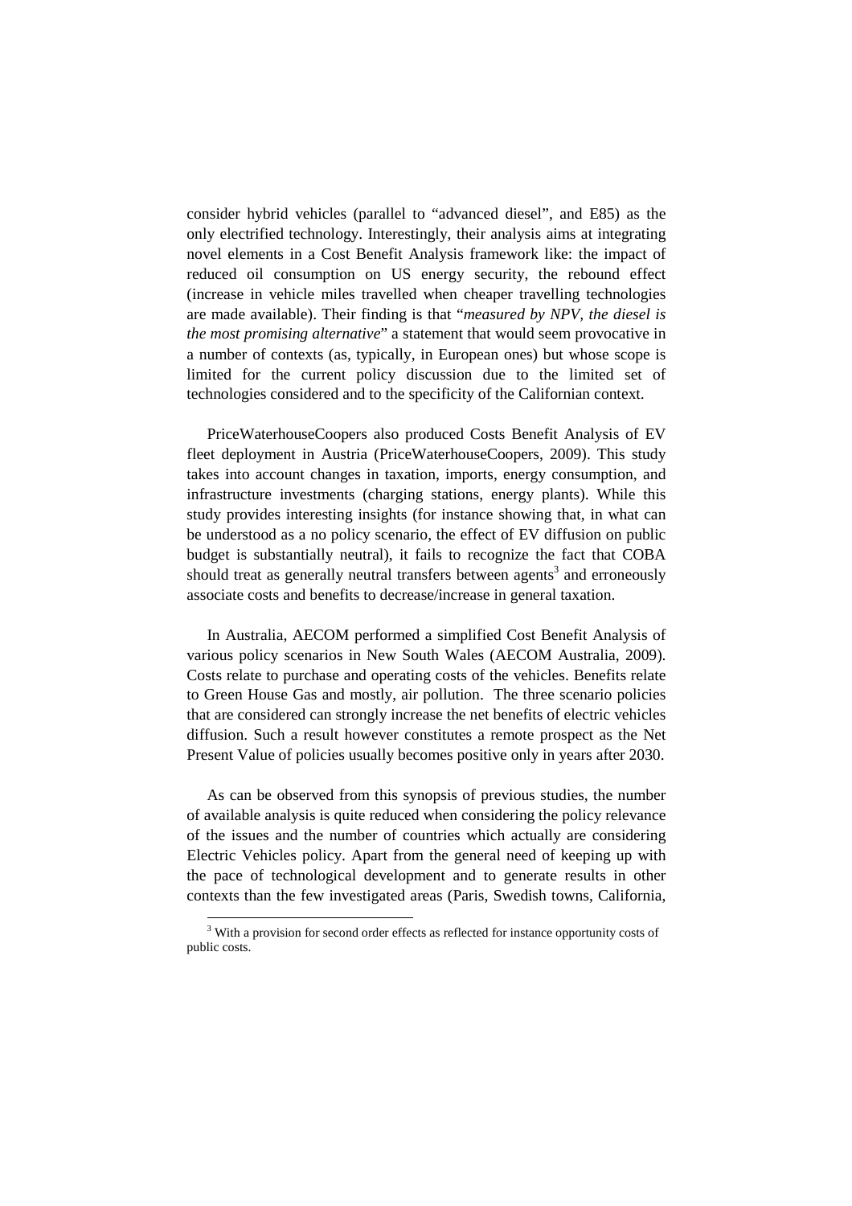consider hybrid vehicles (parallel to "advanced diesel", and E85) as the only electrified technology. Interestingly, their analysis aims at integrating novel elements in a Cost Benefit Analysis framework like: the impact of reduced oil consumption on US energy security, the rebound effect (increase in vehicle miles travelled when cheaper travelling technologies are made available). Their finding is that "*measured by NPV, the diesel is the most promising alternative*" a statement that would seem provocative in a number of contexts (as, typically, in European ones) but whose scope is limited for the current policy discussion due to the limited set of technologies considered and to the specificity of the Californian context.

PriceWaterhouseCoopers also produced Costs Benefit Analysis of EV fleet deployment in Austria (PriceWaterhouseCoopers, 2009). This study takes into account changes in taxation, imports, energy consumption, and infrastructure investments (charging stations, energy plants). While this study provides interesting insights (for instance showing that, in what can be understood as a no policy scenario, the effect of EV diffusion on public budget is substantially neutral), it fails to recognize the fact that COBA should treat as generally neutral transfers between agents[3] and erroneously associate costs and benefits to decrease/increase in general taxation.

In Australia, AECOM performed a simplified Cost Benefit Analysis of various policy scenarios in New South Wales (AECOM Australia, 2009). Costs relate to purchase and operating costs of the vehicles. Benefits relate to Green House Gas and mostly, air pollution. The three scenario policies that are considered can strongly increase the net benefits of electric vehicles diffusion. Such a result however constitutes a remote prospect as the Net Present Value of policies usually becomes positive only in years after 2030.

As can be observed from this synopsis of previous studies, the number of available analysis is quite reduced when considering the policy relevance of the issues and the number of countries which actually are considering Electric Vehicles policy. Apart from the general need of keeping up with the pace of technological development and to generate results in other contexts than the few investigated areas (Paris, Swedish towns, California,

[3] With a provision for second order effects as reflected for instance opportunity costs of public costs.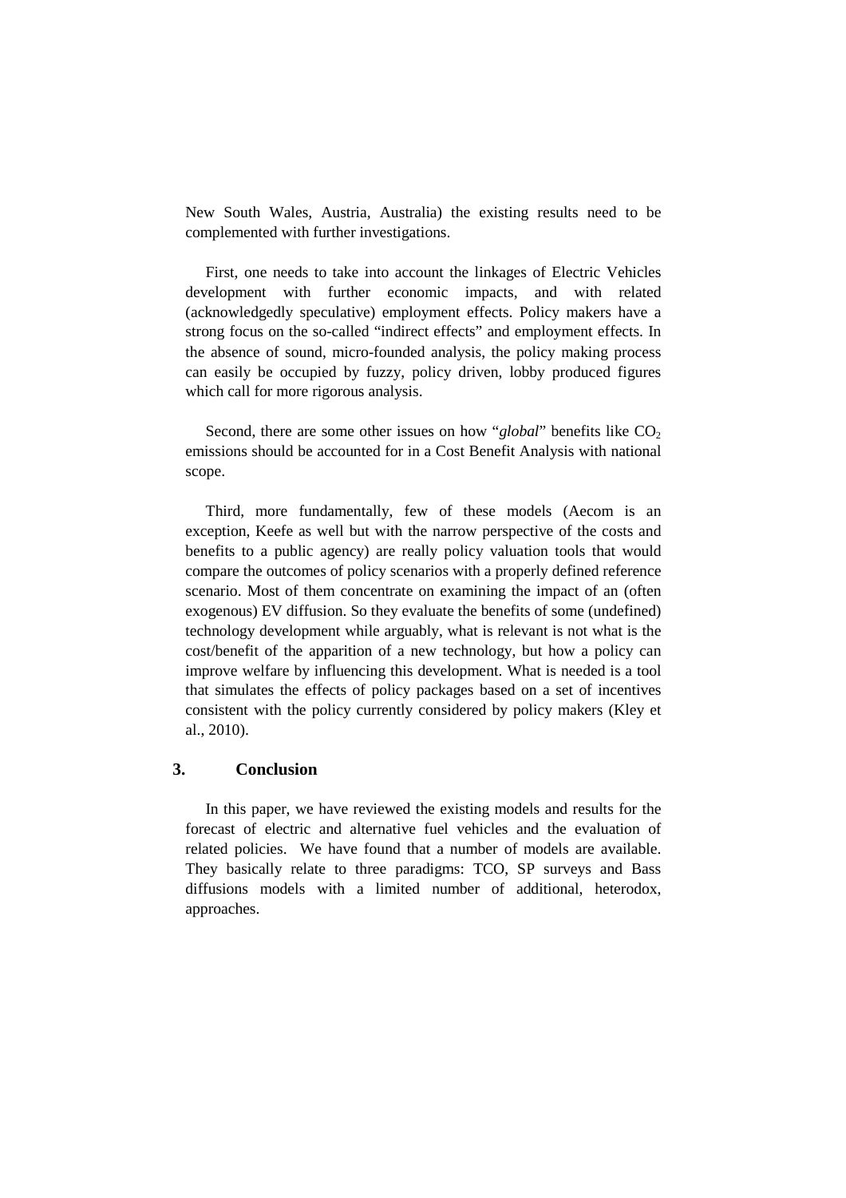New South Wales, Austria, Australia) the existing results need to be complemented with further investigations.

First, one needs to take into account the linkages of Electric Vehicles development with further economic impacts, and with related (acknowledgedly speculative) employment effects. Policy makers have a strong focus on the so-called "indirect effects" and employment effects. In the absence of sound, micro-founded analysis, the policy making process can easily be occupied by fuzzy, policy driven, lobby produced figures which call for more rigorous analysis.

Second, there are some other issues on how "*global*" benefits like $CO_2$ emissions should be accounted for in a Cost Benefit Analysis with national scope.

Third, more fundamentally, few of these models (Aecom is an exception, Keefe as well but with the narrow perspective of the costs and benefits to a public agency) are really policy valuation tools that would compare the outcomes of policy scenarios with a properly defined reference scenario. Most of them concentrate on examining the impact of an (often exogenous) EV diffusion. So they evaluate the benefits of some (undefined) technology development while arguably, what is relevant is not what is the cost/benefit of the apparition of a new technology, but how a policy can improve welfare by influencing this development. What is needed is a tool that simulates the effects of policy packages based on a set of incentives consistent with the policy currently considered by policy makers (Kley et al., 2010).

## 3. Conclusion

In this paper, we have reviewed the existing models and results for the forecast of electric and alternative fuel vehicles and the evaluation of related policies. We have found that a number of models are available. They basically relate to three paradigms: TCO, SP surveys and Bass diffusions models with a limited number of additional, heterodox, approaches.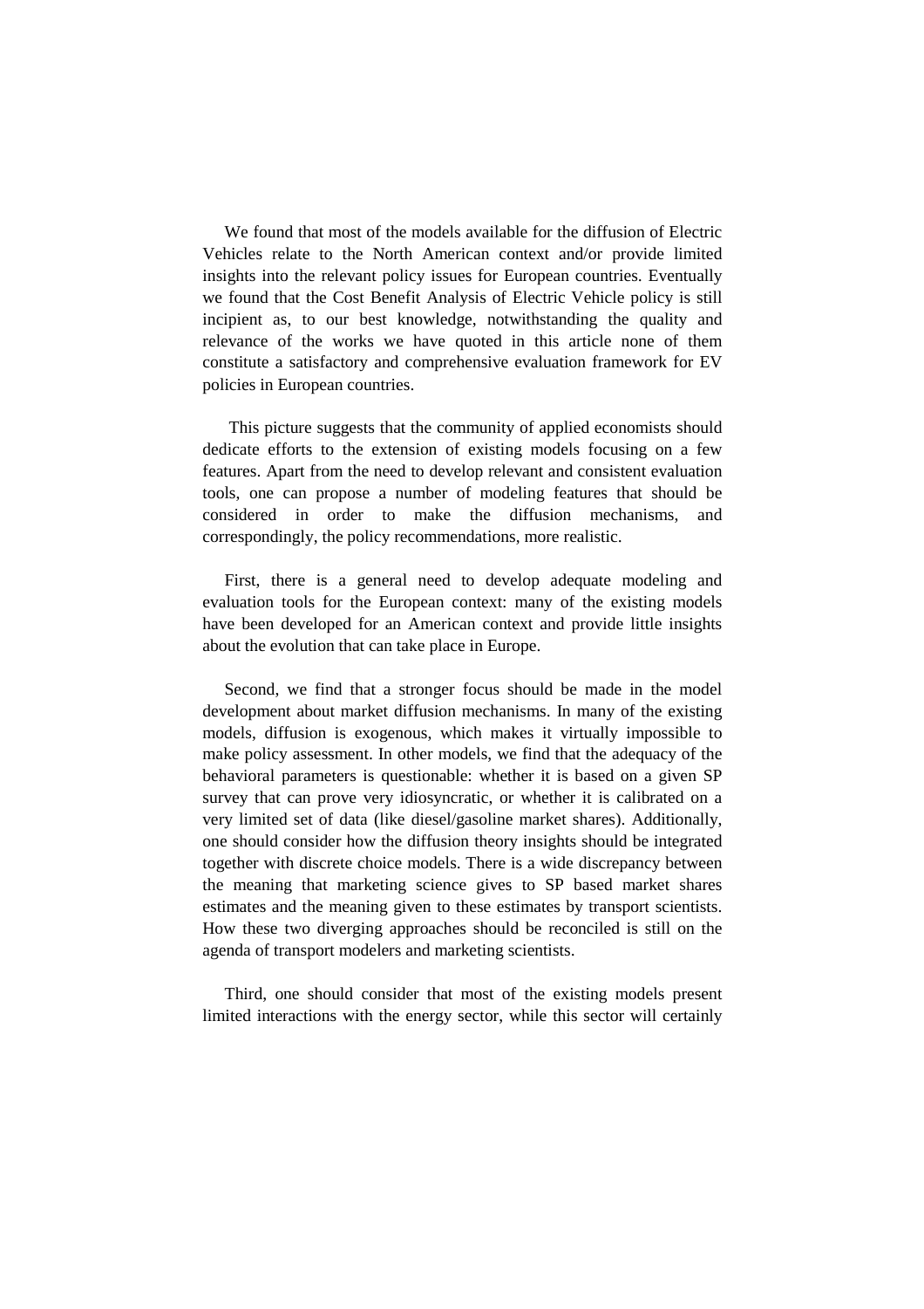We found that most of the models available for the diffusion of Electric Vehicles relate to the North American context and/or provide limited insights into the relevant policy issues for European countries. Eventually we found that the Cost Benefit Analysis of Electric Vehicle policy is still incipient as, to our best knowledge, notwithstanding the quality and relevance of the works we have quoted in this article none of them constitute a satisfactory and comprehensive evaluation framework for EV policies in European countries.

This picture suggests that the community of applied economists should dedicate efforts to the extension of existing models focusing on a few features. Apart from the need to develop relevant and consistent evaluation tools, one can propose a number of modeling features that should be considered in order to make the diffusion mechanisms, and correspondingly, the policy recommendations, more realistic.

First, there is a general need to develop adequate modeling and evaluation tools for the European context: many of the existing models have been developed for an American context and provide little insights about the evolution that can take place in Europe.

Second, we find that a stronger focus should be made in the model development about market diffusion mechanisms. In many of the existing models, diffusion is exogenous, which makes it virtually impossible to make policy assessment. In other models, we find that the adequacy of the behavioral parameters is questionable: whether it is based on a given SP survey that can prove very idiosyncratic, or whether it is calibrated on a very limited set of data (like diesel/gasoline market shares). Additionally, one should consider how the diffusion theory insights should be integrated together with discrete choice models. There is a wide discrepancy between the meaning that marketing science gives to SP based market shares estimates and the meaning given to these estimates by transport scientists. How these two diverging approaches should be reconciled is still on the agenda of transport modelers and marketing scientists.

Third, one should consider that most of the existing models present limited interactions with the energy sector, while this sector will certainly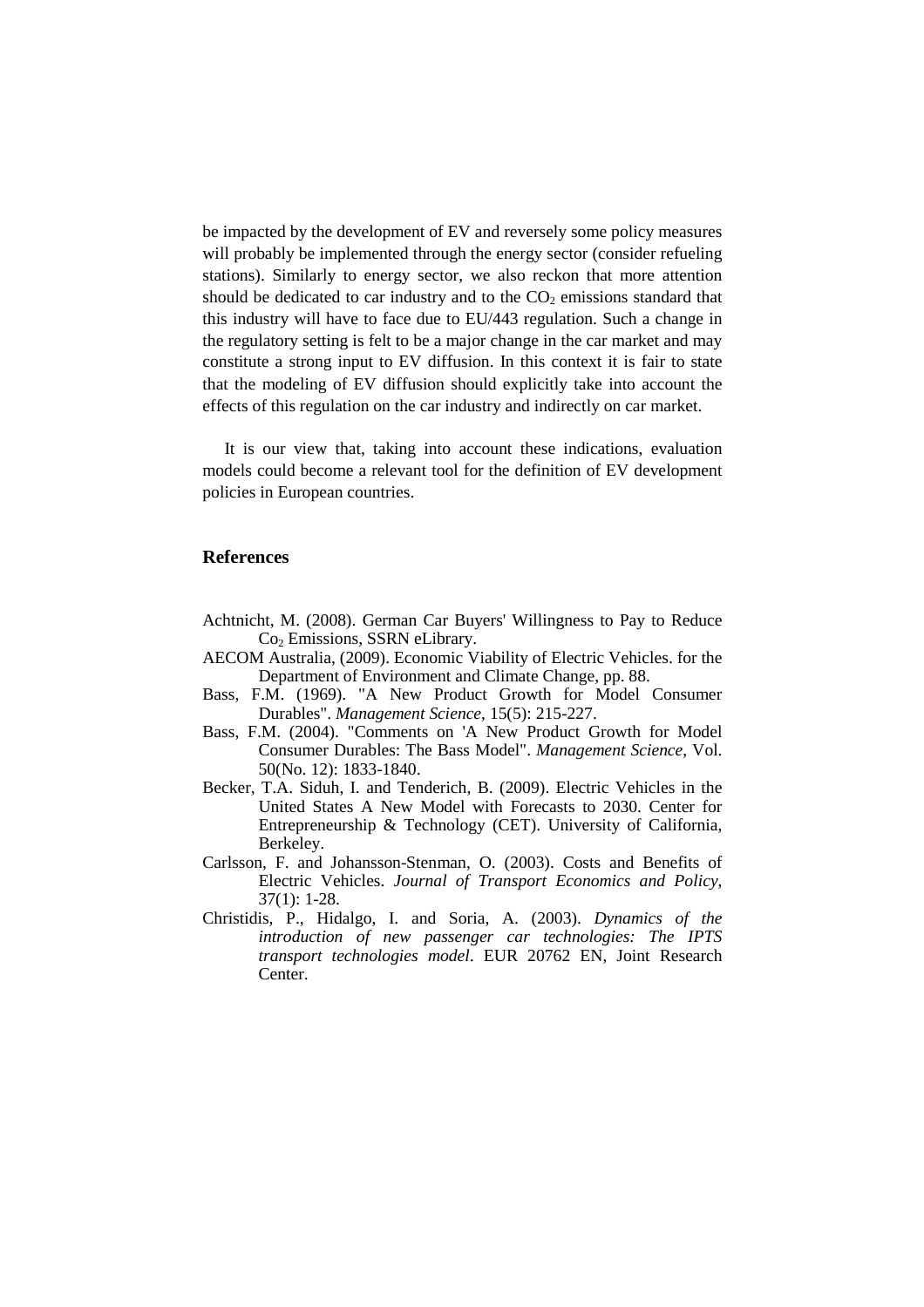be impacted by the development of EV and reversely some policy measures will probably be implemented through the energy sector (consider refueling stations). Similarly to energy sector, we also reckon that more attention should be dedicated to car industry and to the $CO_2$ emissions standard that this industry will have to face due to EU/443 regulation. Such a change in the regulatory setting is felt to be a major change in the car market and may constitute a strong input to EV diffusion. In this context it is fair to state that the modeling of EV diffusion should explicitly take into account the effects of this regulation on the car industry and indirectly on car market.

It is our view that, taking into account these indications, evaluation models could become a relevant tool for the definition of EV development policies in European countries.

## References

Achtnicht, M. (2008). German Car Buyers' Willingness to Pay to Reduce $Co_2$ Emissions, SSRN eLibrary.

AECOM Australia, (2009). Economic Viability of Electric Vehicles. for the Department of Environment and Climate Change, pp. 88.

Bass, F.M. (1969). "A New Product Growth for Model Consumer Durables". *Management Science*, 15(5): 215-227.

Bass, F.M. (2004). "Comments on 'A New Product Growth for Model Consumer Durables: The Bass Model". *Management Science*, Vol. 50(No. 12): 1833-1840.

Becker, T.A. Siduh, I. and Tenderich, B. (2009). Electric Vehicles in the United States A New Model with Forecasts to 2030. Center for Entrepreneurship & Technology (CET). University of California, Berkeley.

Carlsson, F. and Johansson-Stenman, O. (2003). Costs and Benefits of Electric Vehicles. *Journal of Transport Economics and Policy*, 37(1): 1-28.

Christidis, P., Hidalgo, I. and Soria, A. (2003). *Dynamics of the introduction of new passenger car technologies: The IPTS transport technologies model*. EUR 20762 EN, Joint Research Center.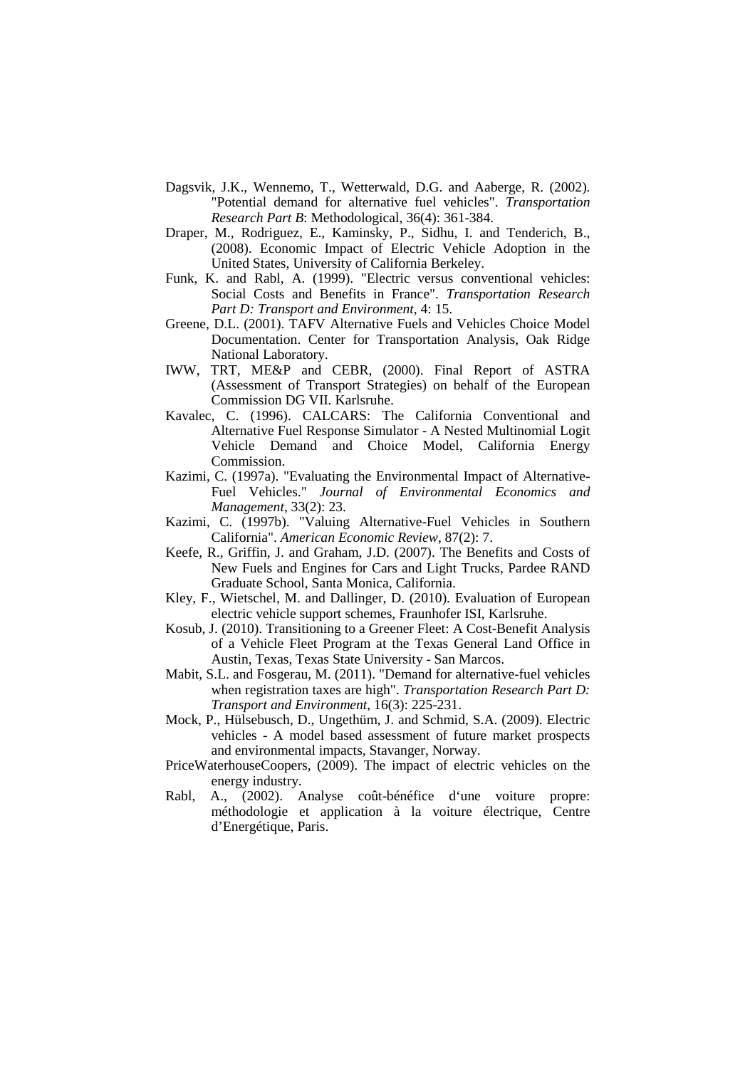Dagsvik, J.K., Wennemo, T., Wetterwald, D.G. and Aaberge, R. (2002). "Potential demand for alternative fuel vehicles". *Transportation Research Part B*: Methodological, 36(4): 361-384.

Draper, M., Rodriguez, E., Kaminsky, P., Sidhu, I. and Tenderich, B., (2008). Economic Impact of Electric Vehicle Adoption in the United States, University of California Berkeley.

Funk, K. and Rabl, A. (1999). "Electric versus conventional vehicles: Social Costs and Benefits in France". *Transportation Research Part D: Transport and Environment*, 4: 15.

Greene, D.L. (2001). TAFV Alternative Fuels and Vehicles Choice Model Documentation. Center for Transportation Analysis, Oak Ridge National Laboratory.

IWW, TRT, ME&P and CEBR, (2000). Final Report of ASTRA (Assessment of Transport Strategies) on behalf of the European Commission DG VII. Karlsruhe.

Kavalec, C. (1996). CALCARS: The California Conventional and Alternative Fuel Response Simulator - A Nested Multinomial Logit Vehicle Demand and Choice Model, California Energy Commission.

Kazimi, C. (1997a). "Evaluating the Environmental Impact of Alternative-Fuel Vehicles." *Journal of Environmental Economics and Management*, 33(2): 23.

Kazimi, C. (1997b). "Valuing Alternative-Fuel Vehicles in Southern California". *American Economic Review*, 87(2): 7.

Keefe, R., Griffin, J. and Graham, J.D. (2007). The Benefits and Costs of New Fuels and Engines for Cars and Light Trucks, Pardee RAND Graduate School, Santa Monica, California.

Kley, F., Wietschel, M. and Dallinger, D. (2010). Evaluation of European electric vehicle support schemes, Fraunhofer ISI, Karlsruhe.

Kosub, J. (2010). Transitioning to a Greener Fleet: A Cost-Benefit Analysis of a Vehicle Fleet Program at the Texas General Land Office in Austin, Texas, Texas State University - San Marcos.

Mabit, S.L. and Fosgerau, M. (2011). "Demand for alternative-fuel vehicles when registration taxes are high". *Transportation Research Part D: Transport and Environment*, 16(3): 225-231.

Mock, P., Hülsebusch, D., Ungethüm, J. and Schmid, S.A. (2009). Electric vehicles - A model based assessment of future market prospects and environmental impacts, Stavanger, Norway.

PriceWaterhouseCoopers, (2009). The impact of electric vehicles on the energy industry.

Rabl, A., (2002). Analyse coût-bénéfice d'une voiture propre: méthodologie et application à la voiture électrique, Centre d'Energétique, Paris.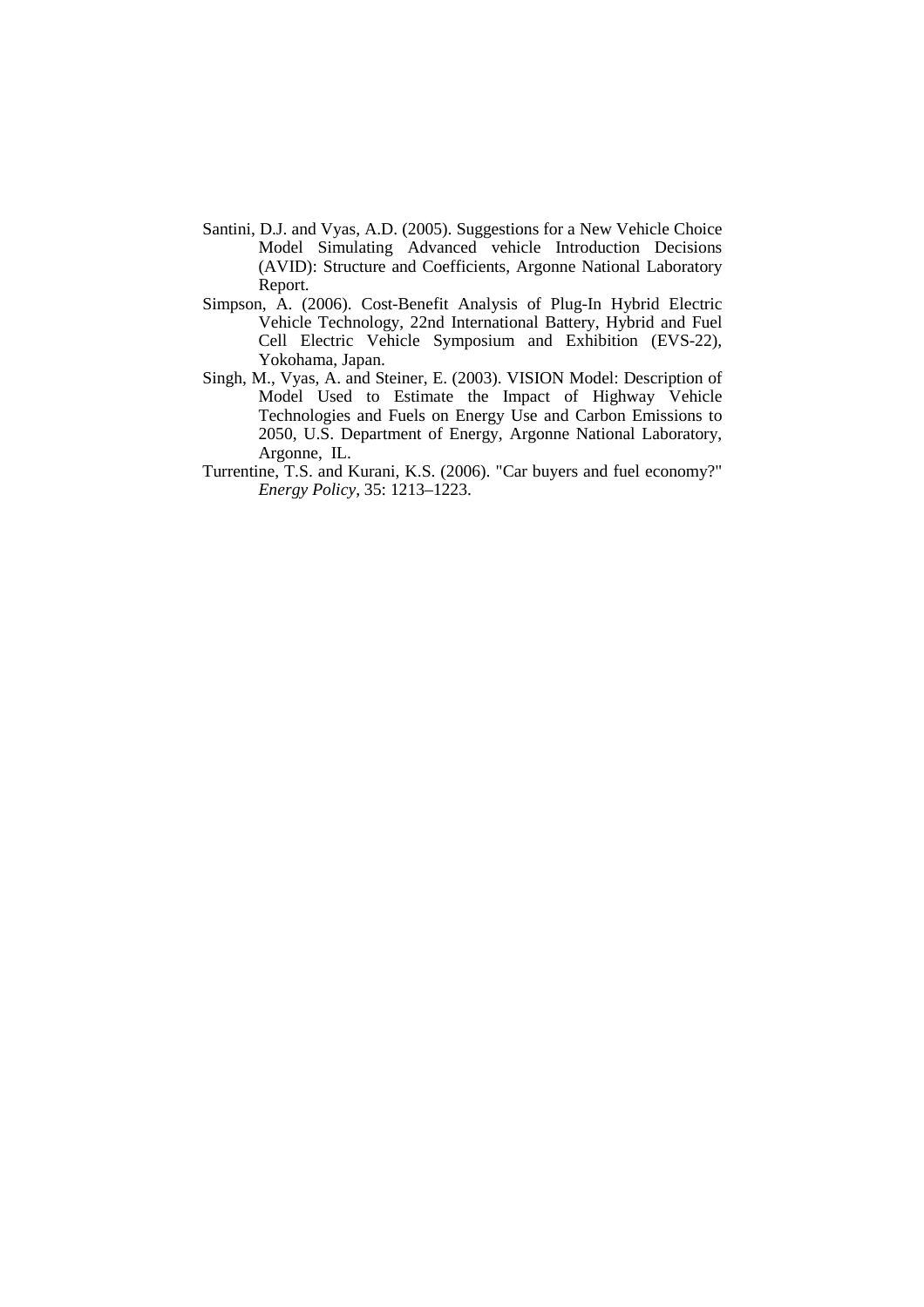Santini, D.J. and Vyas, A.D. (2005). Suggestions for a New Vehicle Choice Model Simulating Advanced vehicle Introduction Decisions (AVID): Structure and Coefficients, Argonne National Laboratory Report.

Simpson, A. (2006). Cost-Benefit Analysis of Plug-In Hybrid Electric Vehicle Technology, 22nd International Battery, Hybrid and Fuel Cell Electric Vehicle Symposium and Exhibition (EVS-22), Yokohama, Japan.

Singh, M., Vyas, A. and Steiner, E. (2003). VISION Model: Description of Model Used to Estimate the Impact of Highway Vehicle Technologies and Fuels on Energy Use and Carbon Emissions to 2050, U.S. Department of Energy, Argonne National Laboratory, Argonne, IL.

Turrentine, T.S. and Kurani, K.S. (2006). "Car buyers and fuel economy?" *Energy Policy*, 35: 1213–1223.